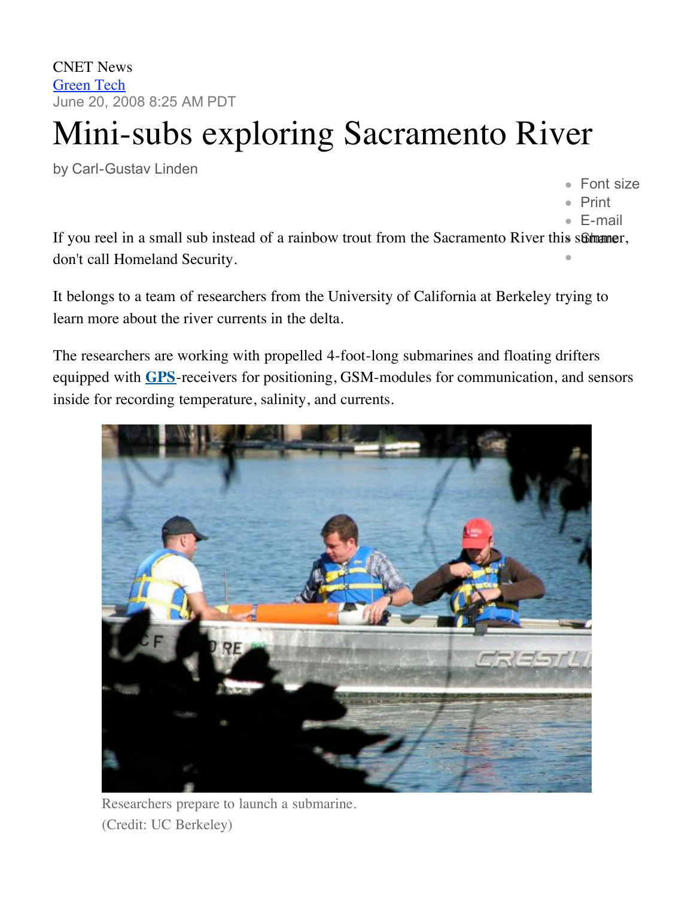CNET News

Green Tech

June 20, 2008 8:25 AM PDT

# Mini-subs exploring Sacramento River

by Carl-Gustav Linden

- Font size
- Print
- E-mail
- Share

If you reel in a small sub instead of a rainbow trout from the Sacramento River this summer, don't call Homeland Security.

It belongs to a team of researchers from the University of California at Berkeley trying to learn more about the river currents in the delta.

The researchers are working with propelled 4-foot-long submarines and floating drifters equipped with **GPS**-receivers for positioning, GSM-modules for communication, and sensors inside for recording temperature, salinity, and currents.

Researchers prepare to launch a submarine.
(Credit: UC Berkeley)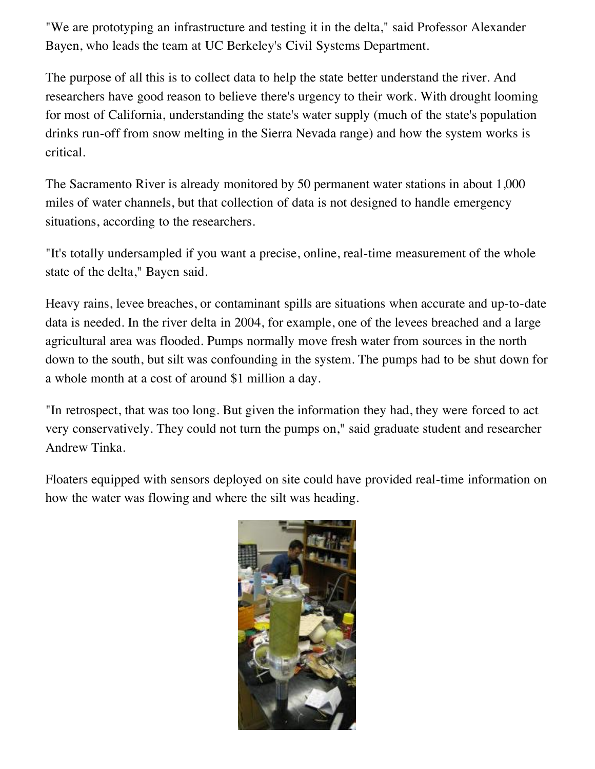"We are prototyping an infrastructure and testing it in the delta," said Professor Alexander Bayen, who leads the team at UC Berkeley's Civil Systems Department.

The purpose of all this is to collect data to help the state better understand the river. And researchers have good reason to believe there's urgency to their work. With drought looming for most of California, understanding the state's water supply (much of the state's population drinks run-off from snow melting in the Sierra Nevada range) and how the system works is critical.

The Sacramento River is already monitored by 50 permanent water stations in about 1,000 miles of water channels, but that collection of data is not designed to handle emergency situations, according to the researchers.

"It's totally undersampled if you want a precise, online, real-time measurement of the whole state of the delta," Bayen said.

Heavy rains, levee breaches, or contaminant spills are situations when accurate and up-to-date data is needed. In the river delta in 2004, for example, one of the levees breached and a large agricultural area was flooded. Pumps normally move fresh water from sources in the north down to the south, but silt was confounding in the system. The pumps had to be shut down for a whole month at a cost of around $1 million a day.

"In retrospect, that was too long. But given the information they had, they were forced to act very conservatively. They could not turn the pumps on," said graduate student and researcher Andrew Tinka.

Floaters equipped with sensors deployed on site could have provided real-time information on how the water was flowing and where the silt was heading.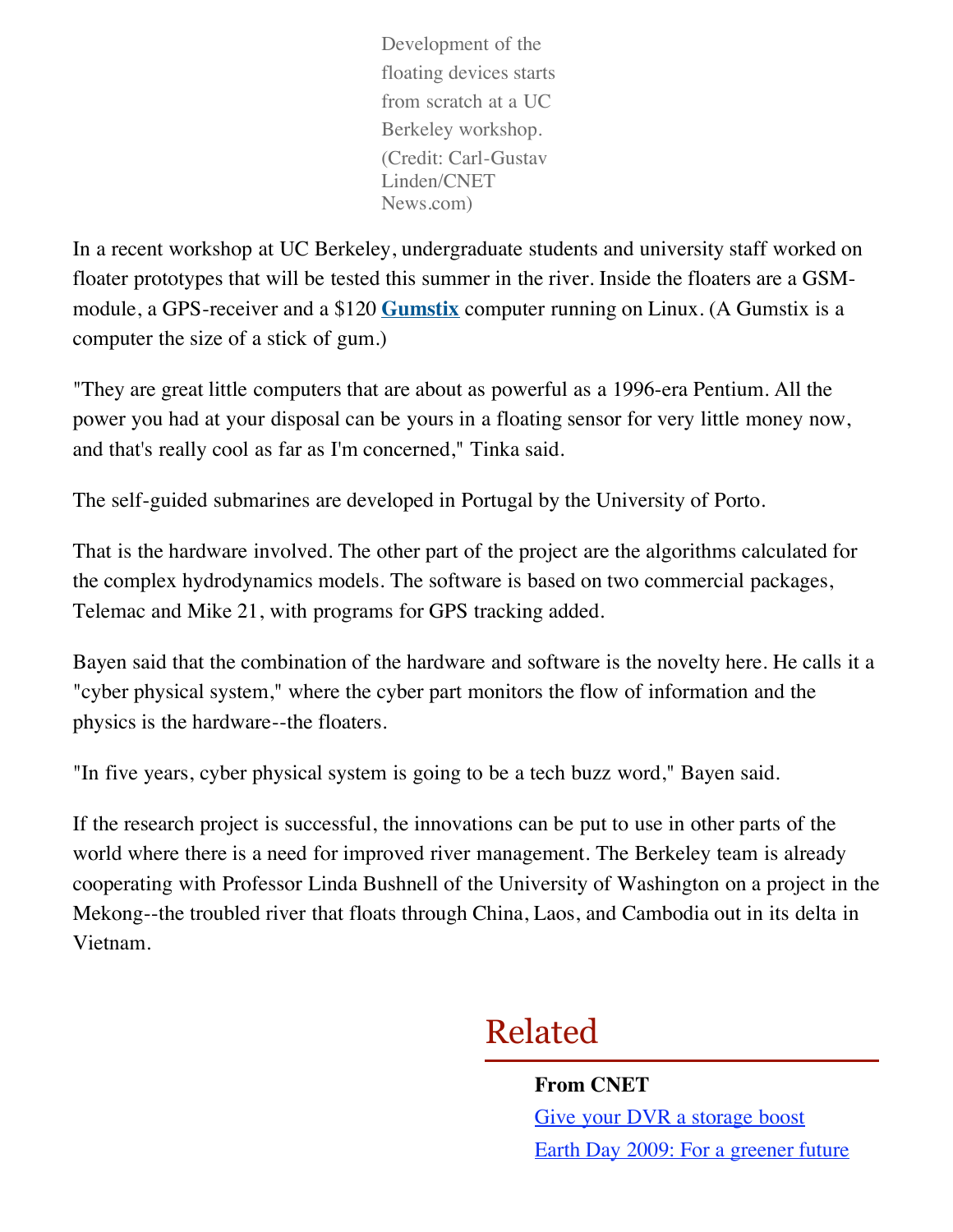Development of the floating devices starts from scratch at a UC Berkeley workshop. (Credit: Carl-Gustav Linden/CNET News.com)

In a recent workshop at UC Berkeley, undergraduate students and university staff worked on floater prototypes that will be tested this summer in the river. Inside the floaters are a GSM-module, a GPS-receiver and a $120 **Gumstix** computer running on Linux. (A Gumstix is a computer the size of a stick of gum.)

"They are great little computers that are about as powerful as a 1996-era Pentium. All the power you had at your disposal can be yours in a floating sensor for very little money now, and that's really cool as far as I'm concerned," Tinka said.

The self-guided submarines are developed in Portugal by the University of Porto.

That is the hardware involved. The other part of the project are the algorithms calculated for the complex hydrodynamics models. The software is based on two commercial packages, Telemac and Mike 21, with programs for GPS tracking added.

Bayen said that the combination of the hardware and software is the novelty here. He calls it a "cyber physical system," where the cyber part monitors the flow of information and the physics is the hardware--the floaters.

"In five years, cyber physical system is going to be a tech buzz word," Bayen said.

If the research project is successful, the innovations can be put to use in other parts of the world where there is a need for improved river management. The Berkeley team is already cooperating with Professor Linda Bushnell of the University of Washington on a project in the Mekong--the troubled river that floats through China, Laos, and Cambodia out in its delta in Vietnam.

## Related

**From CNET**

Give your DVR a storage boost

Earth Day 2009: For a greener future